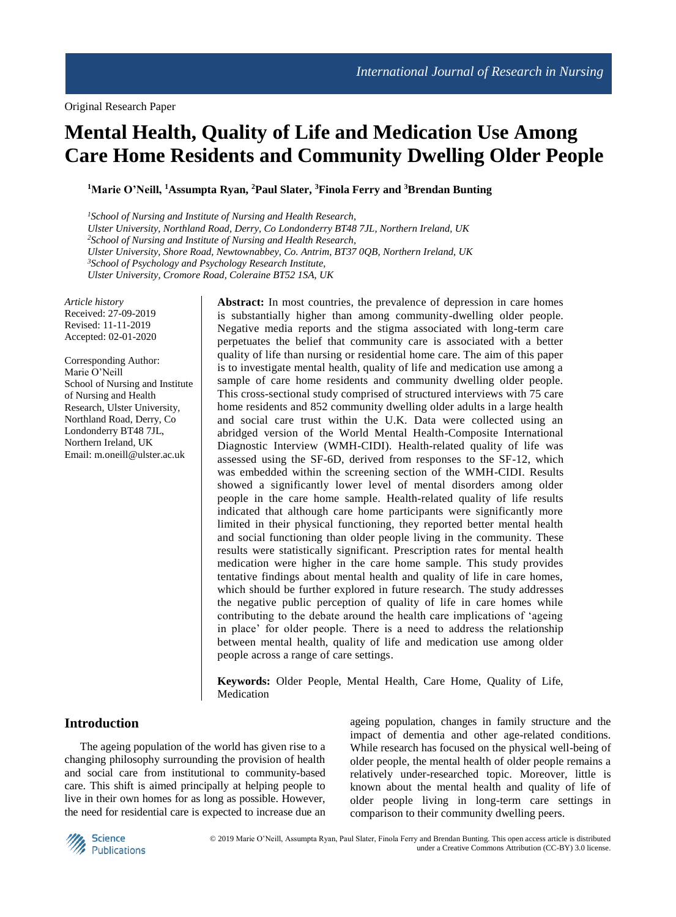Original Research Paper

# Mental Health, Quality of Life and Medication Use Among Care Home Residents and Community Dwelling Older People

**[1]Marie O'Neill, [1]Assumpta Ryan, [2]Paul Slater, [3]Finola Ferry and [3]Brendan Bunting**

*[1]School of Nursing and Institute of Nursing and Health Research, Ulster University, Northland Road, Derry, Co Londonderry BT48 7JL, Northern Ireland, UK*
*[2]School of Nursing and Institute of Nursing and Health Research, Ulster University, Shore Road, Newtownabbey, Co. Antrim, BT37 0QB, Northern Ireland, UK*
*[3]School of Psychology and Psychology Research Institute, Ulster University, Cromore Road, Coleraine BT52 1SA, UK*

*Article history*
Received: 27-09-2019
Revised: 11-11-2019
Accepted: 02-01-2020

Corresponding Author:
Marie O'Neill
School of Nursing and Institute of Nursing and Health Research, Ulster University, Northland Road, Derry, Co Londonderry BT48 7JL, Northern Ireland, UK
Email: m.oneill@ulster.ac.uk

**Abstract:** In most countries, the prevalence of depression in care homes is substantially higher than among community-dwelling older people. Negative media reports and the stigma associated with long-term care perpetuates the belief that community care is associated with a better quality of life than nursing or residential home care. The aim of this paper is to investigate mental health, quality of life and medication use among a sample of care home residents and community dwelling older people. This cross-sectional study comprised of structured interviews with 75 care home residents and 852 community dwelling older adults in a large health and social care trust within the U.K. Data were collected using an abridged version of the World Mental Health-Composite International Diagnostic Interview (WMH-CIDI). Health-related quality of life was assessed using the SF-6D, derived from responses to the SF-12, which was embedded within the screening section of the WMH-CIDI. Results showed a significantly lower level of mental disorders among older people in the care home sample. Health-related quality of life results indicated that although care home participants were significantly more limited in their physical functioning, they reported better mental health and social functioning than older people living in the community. These results were statistically significant. Prescription rates for mental health medication were higher in the care home sample. This study provides tentative findings about mental health and quality of life in care homes, which should be further explored in future research. The study addresses the negative public perception of quality of life in care homes while contributing to the debate around the health care implications of 'ageing in place' for older people. There is a need to address the relationship between mental health, quality of life and medication use among older people across a range of care settings.

**Keywords:** Older People, Mental Health, Care Home, Quality of Life, Medication

## Introduction

The ageing population of the world has given rise to a changing philosophy surrounding the provision of health and social care from institutional to community-based care. This shift is aimed principally at helping people to live in their own homes for as long as possible. However, the need for residential care is expected to increase due an ageing population, changes in family structure and the impact of dementia and other age-related conditions. While research has focused on the physical well-being of older people, the mental health of older people remains a relatively under-researched topic. Moreover, little is known about the mental health and quality of life of older people living in long-term care settings in comparison to their community dwelling peers.

© 2019 Marie O'Neill, Assumpta Ryan, Paul Slater, Finola Ferry and Brendan Bunting. This open access article is distributed under a Creative Commons Attribution (CC-BY) 3.0 license.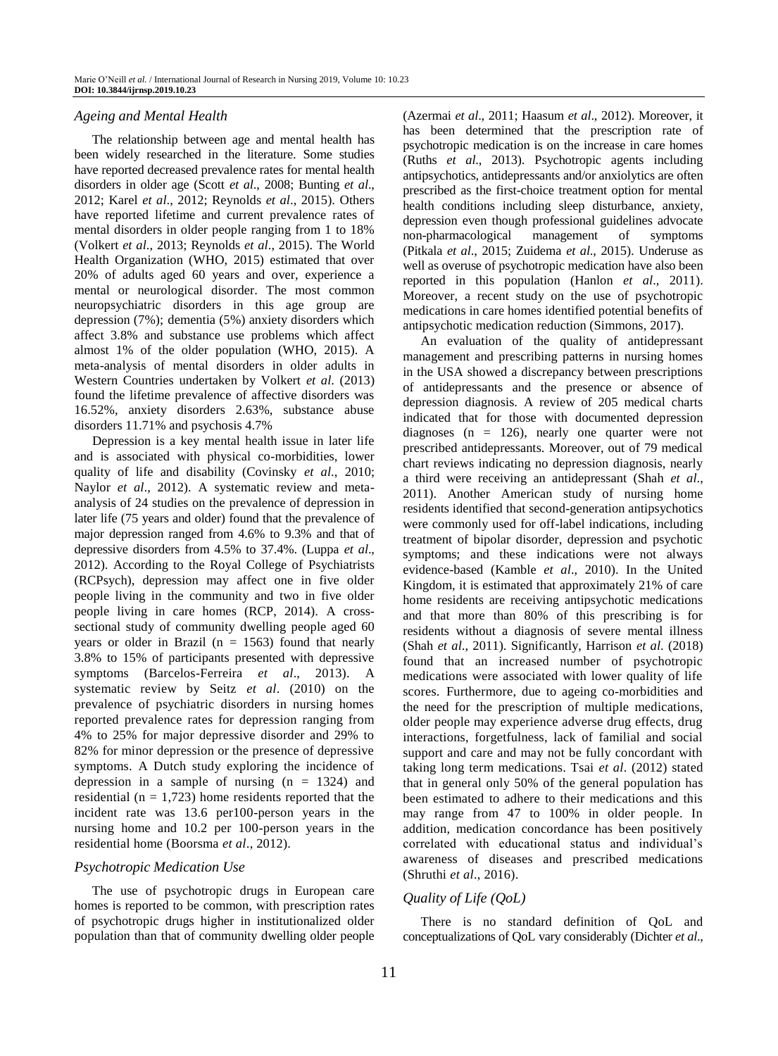### *Ageing and Mental Health*

The relationship between age and mental health has been widely researched in the literature. Some studies have reported decreased prevalence rates for mental health disorders in older age (Scott *et al*., 2008; Bunting *et al*., 2012; Karel *et al*., 2012; Reynolds *et al*., 2015). Others have reported lifetime and current prevalence rates of mental disorders in older people ranging from 1 to 18% (Volkert *et al*., 2013; Reynolds *et al*., 2015). The World Health Organization (WHO, 2015) estimated that over 20% of adults aged 60 years and over, experience a mental or neurological disorder. The most common neuropsychiatric disorders in this age group are depression (7%); dementia (5%) anxiety disorders which affect 3.8% and substance use problems which affect almost 1% of the older population (WHO, 2015). A meta-analysis of mental disorders in older adults in Western Countries undertaken by Volkert *et al*. (2013) found the lifetime prevalence of affective disorders was 16.52%, anxiety disorders 2.63%, substance abuse disorders 11.71% and psychosis 4.7%

Depression is a key mental health issue in later life and is associated with physical co-morbidities, lower quality of life and disability (Covinsky *et al*., 2010; Naylor *et al*., 2012). A systematic review and meta-analysis of 24 studies on the prevalence of depression in later life (75 years and older) found that the prevalence of major depression ranged from 4.6% to 9.3% and that of depressive disorders from 4.5% to 37.4%. (Luppa *et al*., 2012). According to the Royal College of Psychiatrists (RCPsych), depression may affect one in five older people living in the community and two in five older people living in care homes (RCP, 2014). A cross-sectional study of community dwelling people aged 60 years or older in Brazil (n = 1563) found that nearly 3.8% to 15% of participants presented with depressive symptoms (Barcelos-Ferreira *et al*., 2013). A systematic review by Seitz *et al*. (2010) on the prevalence of psychiatric disorders in nursing homes reported prevalence rates for depression ranging from 4% to 25% for major depressive disorder and 29% to 82% for minor depression or the presence of depressive symptoms. A Dutch study exploring the incidence of depression in a sample of nursing (n = 1324) and residential (n = 1,723) home residents reported that the incident rate was 13.6 per100-person years in the nursing home and 10.2 per 100-person years in the residential home (Boorsma *et al*., 2012).

### *Psychotropic Medication Use*

The use of psychotropic drugs in European care homes is reported to be common, with prescription rates of psychotropic drugs higher in institutionalized older population than that of community dwelling older people (Azermai *et al*., 2011; Haasum *et al*., 2012). Moreover, it has been determined that the prescription rate of psychotropic medication is on the increase in care homes (Ruths *et al*., 2013). Psychotropic agents including antipsychotics, antidepressants and/or anxiolytics are often prescribed as the first-choice treatment option for mental health conditions including sleep disturbance, anxiety, depression even though professional guidelines advocate non-pharmacological management of symptoms (Pitkala *et al*., 2015; Zuidema *et al*., 2015). Underuse as well as overuse of psychotropic medication have also been reported in this population (Hanlon *et al*., 2011). Moreover, a recent study on the use of psychotropic medications in care homes identified potential benefits of antipsychotic medication reduction (Simmons, 2017).

An evaluation of the quality of antidepressant management and prescribing patterns in nursing homes in the USA showed a discrepancy between prescriptions of antidepressants and the presence or absence of depression diagnosis. A review of 205 medical charts indicated that for those with documented depression diagnoses (n = 126), nearly one quarter were not prescribed antidepressants. Moreover, out of 79 medical chart reviews indicating no depression diagnosis, nearly a third were receiving an antidepressant (Shah *et al*., 2011). Another American study of nursing home residents identified that second-generation antipsychotics were commonly used for off-label indications, including treatment of bipolar disorder, depression and psychotic symptoms; and these indications were not always evidence-based (Kamble *et al*., 2010). In the United Kingdom, it is estimated that approximately 21% of care home residents are receiving antipsychotic medications and that more than 80% of this prescribing is for residents without a diagnosis of severe mental illness (Shah *et al*., 2011). Significantly, Harrison *et al*. (2018) found that an increased number of psychotropic medications were associated with lower quality of life scores. Furthermore, due to ageing co-morbidities and the need for the prescription of multiple medications, older people may experience adverse drug effects, drug interactions, forgetfulness, lack of familial and social support and care and may not be fully concordant with taking long term medications. Tsai *et al*. (2012) stated that in general only 50% of the general population has been estimated to adhere to their medications and this may range from 47 to 100% in older people. In addition, medication concordance has been positively correlated with educational status and individual's awareness of diseases and prescribed medications (Shruthi *et al*., 2016).

### *Quality of Life (QoL)*

There is no standard definition of QoL and conceptualizations of QoL vary considerably (Dichter *et al*.,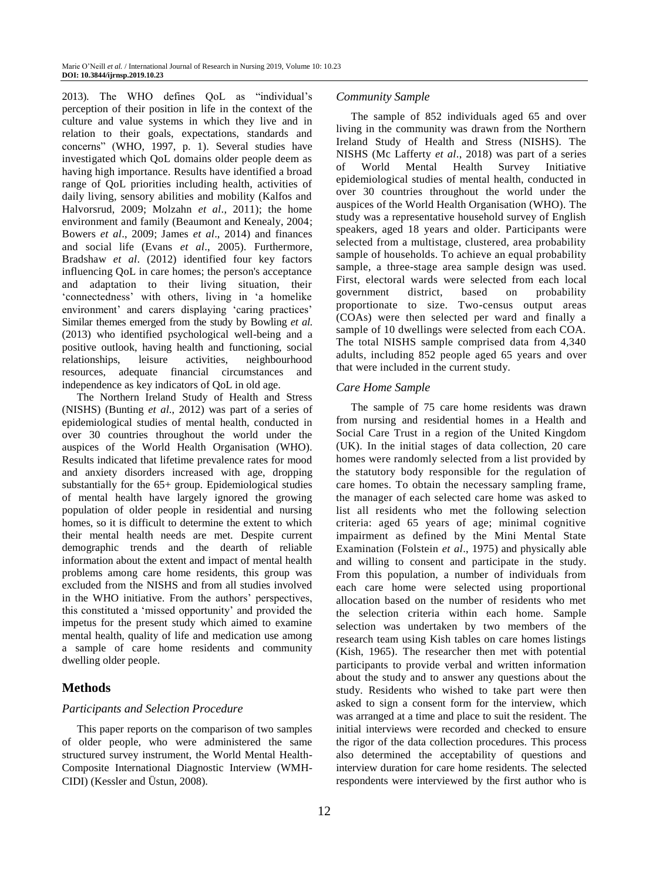2013). The WHO defines QoL as "individual's perception of their position in life in the context of the culture and value systems in which they live and in relation to their goals, expectations, standards and concerns" (WHO, 1997, p. 1). Several studies have investigated which QoL domains older people deem as having high importance. Results have identified a broad range of QoL priorities including health, activities of daily living, sensory abilities and mobility (Kalfos and Halvorsrud, 2009; Molzahn *et al*., 2011); the home environment and family (Beaumont and Kenealy, 2004; Bowers *et al*., 2009; James *et al*., 2014) and finances and social life (Evans *et al*., 2005). Furthermore, Bradshaw *et al*. (2012) identified four key factors influencing QoL in care homes; the person's acceptance and adaptation to their living situation, their 'connectedness' with others, living in 'a homelike environment' and carers displaying 'caring practices' Similar themes emerged from the study by Bowling *et al.* (2013) who identified psychological well-being and a positive outlook, having health and functioning, social relationships, leisure activities, neighbourhood resources, adequate financial circumstances and independence as key indicators of QoL in old age.

The Northern Ireland Study of Health and Stress (NISHS) (Bunting *et al*., 2012) was part of a series of epidemiological studies of mental health, conducted in over 30 countries throughout the world under the auspices of the World Health Organisation (WHO). Results indicated that lifetime prevalence rates for mood and anxiety disorders increased with age, dropping substantially for the 65+ group. Epidemiological studies of mental health have largely ignored the growing population of older people in residential and nursing homes, so it is difficult to determine the extent to which their mental health needs are met. Despite current demographic trends and the dearth of reliable information about the extent and impact of mental health problems among care home residents, this group was excluded from the NISHS and from all studies involved in the WHO initiative. From the authors' perspectives, this constituted a 'missed opportunity' and provided the impetus for the present study which aimed to examine mental health, quality of life and medication use among a sample of care home residents and community dwelling older people.

## Methods

### *Participants and Selection Procedure*

This paper reports on the comparison of two samples of older people, who were administered the same structured survey instrument, the World Mental Health-Composite International Diagnostic Interview (WMH-CIDI) (Kessler and Üstun, 2008).

### *Community Sample*

The sample of 852 individuals aged 65 and over living in the community was drawn from the Northern Ireland Study of Health and Stress (NISHS). The NISHS (Mc Lafferty *et al*., 2018) was part of a series of World Mental Health Survey Initiative epidemiological studies of mental health, conducted in over 30 countries throughout the world under the auspices of the World Health Organisation (WHO). The study was a representative household survey of English speakers, aged 18 years and older. Participants were selected from a multistage, clustered, area probability sample of households. To achieve an equal probability sample, a three-stage area sample design was used. First, electoral wards were selected from each local government district, based on probability proportionate to size. Two-census output areas (COAs) were then selected per ward and finally a sample of 10 dwellings were selected from each COA. The total NISHS sample comprised data from 4,340 adults, including 852 people aged 65 years and over that were included in the current study.

### *Care Home Sample*

The sample of 75 care home residents was drawn from nursing and residential homes in a Health and Social Care Trust in a region of the United Kingdom (UK). In the initial stages of data collection, 20 care homes were randomly selected from a list provided by the statutory body responsible for the regulation of care homes. To obtain the necessary sampling frame, the manager of each selected care home was asked to list all residents who met the following selection criteria: aged 65 years of age; minimal cognitive impairment as defined by the Mini Mental State Examination (Folstein *et al*., 1975) and physically able and willing to consent and participate in the study. From this population, a number of individuals from each care home were selected using proportional allocation based on the number of residents who met the selection criteria within each home. Sample selection was undertaken by two members of the research team using Kish tables on care homes listings (Kish, 1965). The researcher then met with potential participants to provide verbal and written information about the study and to answer any questions about the study. Residents who wished to take part were then asked to sign a consent form for the interview, which was arranged at a time and place to suit the resident. The initial interviews were recorded and checked to ensure the rigor of the data collection procedures. This process also determined the acceptability of questions and interview duration for care home residents. The selected respondents were interviewed by the first author who is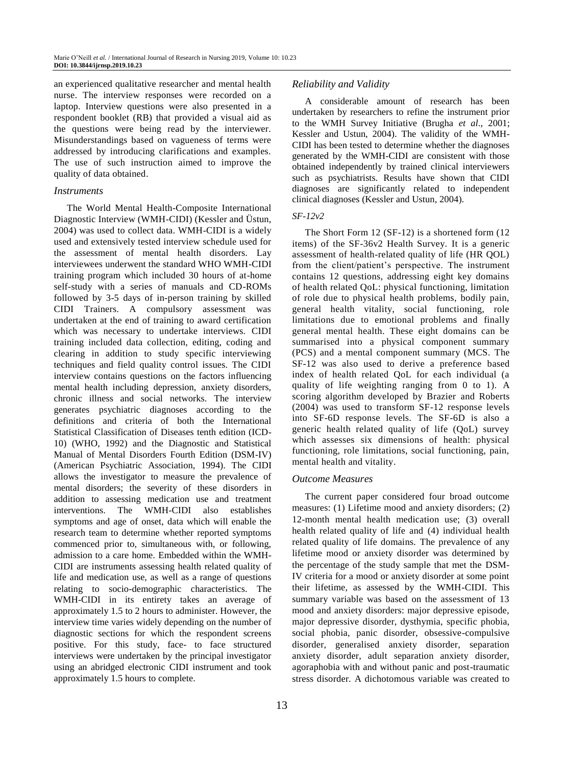an experienced qualitative researcher and mental health nurse. The interview responses were recorded on a laptop. Interview questions were also presented in a respondent booklet (RB) that provided a visual aid as the questions were being read by the interviewer. Misunderstandings based on vagueness of terms were addressed by introducing clarifications and examples. The use of such instruction aimed to improve the quality of data obtained.

### *Instruments*

The World Mental Health-Composite International Diagnostic Interview (WMH-CIDI) (Kessler and Üstun, 2004) was used to collect data. WMH-CIDI is a widely used and extensively tested interview schedule used for the assessment of mental health disorders. Lay interviewees underwent the standard WHO WMH-CIDI training program which included 30 hours of at-home self-study with a series of manuals and CD-ROMs followed by 3-5 days of in-person training by skilled CIDI Trainers. A compulsory assessment was undertaken at the end of training to award certification which was necessary to undertake interviews. CIDI training included data collection, editing, coding and clearing in addition to study specific interviewing techniques and field quality control issues. The CIDI interview contains questions on the factors influencing mental health including depression, anxiety disorders, chronic illness and social networks. The interview generates psychiatric diagnoses according to the definitions and criteria of both the International Statistical Classification of Diseases tenth edition (ICD-10) (WHO, 1992) and the Diagnostic and Statistical Manual of Mental Disorders Fourth Edition (DSM-IV) (American Psychiatric Association, 1994). The CIDI allows the investigator to measure the prevalence of mental disorders; the severity of these disorders in addition to assessing medication use and treatment interventions. The WMH-CIDI also establishes symptoms and age of onset, data which will enable the research team to determine whether reported symptoms commenced prior to, simultaneous with, or following, admission to a care home. Embedded within the WMH-CIDI are instruments assessing health related quality of life and medication use, as well as a range of questions relating to socio-demographic characteristics. The WMH-CIDI in its entirety takes an average of approximately 1.5 to 2 hours to administer. However, the interview time varies widely depending on the number of diagnostic sections for which the respondent screens positive. For this study, face- to face structured interviews were undertaken by the principal investigator using an abridged electronic CIDI instrument and took approximately 1.5 hours to complete.

### *Reliability and Validity*

A considerable amount of research has been undertaken by researchers to refine the instrument prior to the WMH Survey Initiative (Brugha *et al*., 2001; Kessler and Ustun, 2004). The validity of the WMH-CIDI has been tested to determine whether the diagnoses generated by the WMH-CIDI are consistent with those obtained independently by trained clinical interviewers such as psychiatrists. Results have shown that CIDI diagnoses are significantly related to independent clinical diagnoses (Kessler and Ustun, 2004).

#### *SF-12v2*

The Short Form 12 (SF-12) is a shortened form (12 items) of the SF-36v2 Health Survey. It is a generic assessment of health-related quality of life (HR QOL) from the client/patient's perspective. The instrument contains 12 questions, addressing eight key domains of health related QoL: physical functioning, limitation of role due to physical health problems, bodily pain, general health vitality, social functioning, role limitations due to emotional problems and finally general mental health. These eight domains can be summarised into a physical component summary (PCS) and a mental component summary (MCS. The SF-12 was also used to derive a preference based index of health related QoL for each individual (a quality of life weighting ranging from 0 to 1). A scoring algorithm developed by Brazier and Roberts (2004) was used to transform SF-12 response levels into SF-6D response levels. The SF-6D is also a generic health related quality of life (QoL) survey which assesses six dimensions of health: physical functioning, role limitations, social functioning, pain, mental health and vitality.

### *Outcome Measures*

The current paper considered four broad outcome measures: (1) Lifetime mood and anxiety disorders; (2) 12-month mental health medication use; (3) overall health related quality of life and (4) individual health related quality of life domains. The prevalence of any lifetime mood or anxiety disorder was determined by the percentage of the study sample that met the DSM-IV criteria for a mood or anxiety disorder at some point their lifetime, as assessed by the WMH-CIDI. This summary variable was based on the assessment of 13 mood and anxiety disorders: major depressive episode, major depressive disorder, dysthymia, specific phobia, social phobia, panic disorder, obsessive-compulsive disorder, generalised anxiety disorder, separation anxiety disorder, adult separation anxiety disorder, agoraphobia with and without panic and post-traumatic stress disorder. A dichotomous variable was created to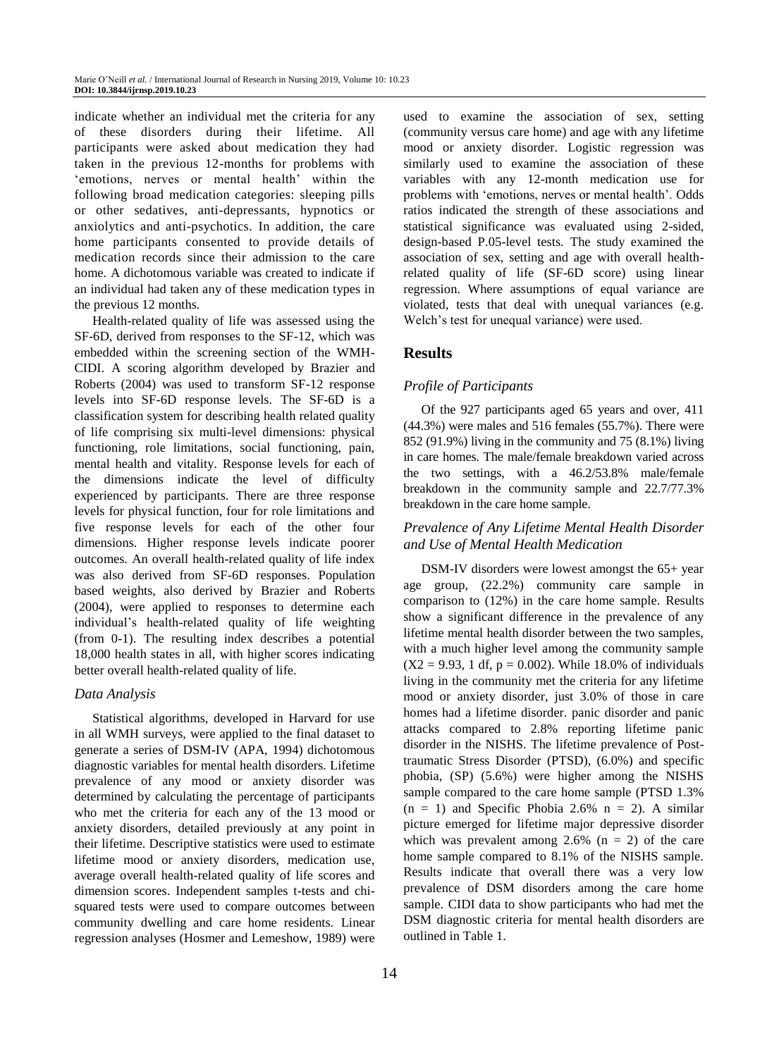indicate whether an individual met the criteria for any of these disorders during their lifetime. All participants were asked about medication they had taken in the previous 12-months for problems with 'emotions, nerves or mental health' within the following broad medication categories: sleeping pills or other sedatives, anti-depressants, hypnotics or anxiolytics and anti-psychotics. In addition, the care home participants consented to provide details of medication records since their admission to the care home. A dichotomous variable was created to indicate if an individual had taken any of these medication types in the previous 12 months.

Health-related quality of life was assessed using the SF-6D, derived from responses to the SF-12, which was embedded within the screening section of the WMH-CIDI. A scoring algorithm developed by Brazier and Roberts (2004) was used to transform SF-12 response levels into SF-6D response levels. The SF-6D is a classification system for describing health related quality of life comprising six multi-level dimensions: physical functioning, role limitations, social functioning, pain, mental health and vitality. Response levels for each of the dimensions indicate the level of difficulty experienced by participants. There are three response levels for physical function, four for role limitations and five response levels for each of the other four dimensions. Higher response levels indicate poorer outcomes. An overall health-related quality of life index was also derived from SF-6D responses. Population based weights, also derived by Brazier and Roberts (2004), were applied to responses to determine each individual's health-related quality of life weighting (from 0-1). The resulting index describes a potential 18,000 health states in all, with higher scores indicating better overall health-related quality of life.

### *Data Analysis*

Statistical algorithms, developed in Harvard for use in all WMH surveys, were applied to the final dataset to generate a series of DSM-IV (APA, 1994) dichotomous diagnostic variables for mental health disorders. Lifetime prevalence of any mood or anxiety disorder was determined by calculating the percentage of participants who met the criteria for each any of the 13 mood or anxiety disorders, detailed previously at any point in their lifetime. Descriptive statistics were used to estimate lifetime mood or anxiety disorders, medication use, average overall health-related quality of life scores and dimension scores. Independent samples t-tests and chi-squared tests were used to compare outcomes between community dwelling and care home residents. Linear regression analyses (Hosmer and Lemeshow, 1989) were used to examine the association of sex, setting (community versus care home) and age with any lifetime mood or anxiety disorder. Logistic regression was similarly used to examine the association of these variables with any 12-month medication use for problems with 'emotions, nerves or mental health'. Odds ratios indicated the strength of these associations and statistical significance was evaluated using 2-sided, design-based P.05-level tests. The study examined the association of sex, setting and age with overall health-related quality of life (SF-6D score) using linear regression. Where assumptions of equal variance are violated, tests that deal with unequal variances (e.g. Welch's test for unequal variance) were used.

## Results

### *Profile of Participants*

Of the 927 participants aged 65 years and over, 411 (44.3%) were males and 516 females (55.7%). There were 852 (91.9%) living in the community and 75 (8.1%) living in care homes. The male/female breakdown varied across the two settings, with a 46.2/53.8% male/female breakdown in the community sample and 22.7/77.3% breakdown in the care home sample.

### *Prevalence of Any Lifetime Mental Health Disorder and Use of Mental Health Medication*

DSM-IV disorders were lowest amongst the 65+ year age group, (22.2%) community care sample in comparison to (12%) in the care home sample. Results show a significant difference in the prevalence of any lifetime mental health disorder between the two samples, with a much higher level among the community sample ($X2 = 9.93$, 1 df, $p = 0.002$). While 18.0% of individuals living in the community met the criteria for any lifetime mood or anxiety disorder, just 3.0% of those in care homes had a lifetime disorder. panic disorder and panic attacks compared to 2.8% reporting lifetime panic disorder in the NISHS. The lifetime prevalence of Post-traumatic Stress Disorder (PTSD), (6.0%) and specific phobia, (SP) (5.6%) were higher among the NISHS sample compared to the care home sample (PTSD 1.3% ($n = 1$) and Specific Phobia 2.6% $n = 2$). A similar picture emerged for lifetime major depressive disorder which was prevalent among 2.6% ($n = 2$) of the care home sample compared to 8.1% of the NISHS sample. Results indicate that overall there was a very low prevalence of DSM disorders among the care home sample. CIDI data to show participants who had met the DSM diagnostic criteria for mental health disorders are outlined in Table 1.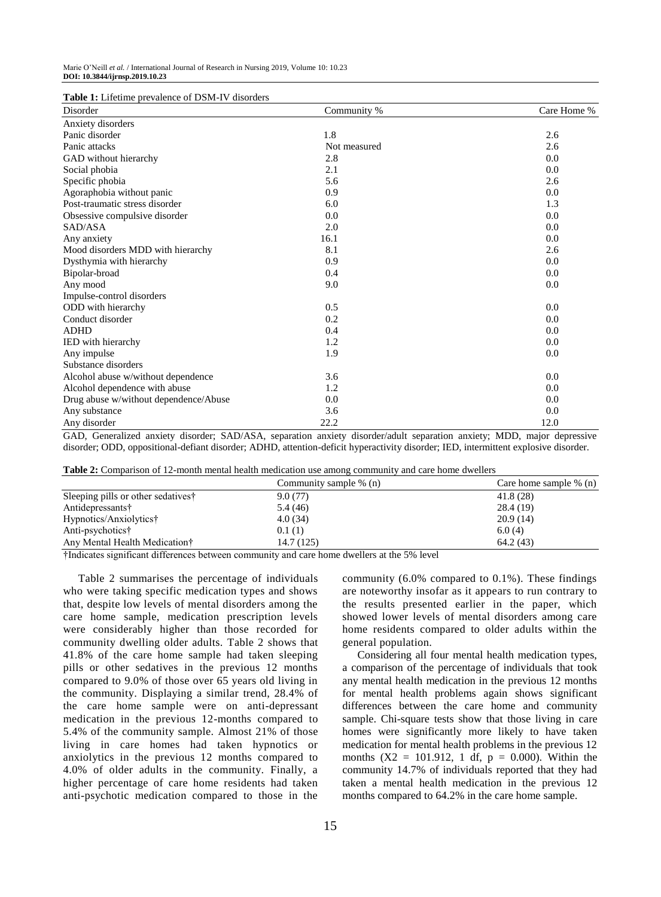**Table 1:** Lifetime prevalence of DSM-IV disorders

| Disorder | Community % | Care Home % |
|---|---|---|
| Anxiety disorders | | |
| Panic disorder | 1.8 | 2.6 |
| Panic attacks | Not measured | 2.6 |
| GAD without hierarchy | 2.8 | 0.0 |
| Social phobia | 2.1 | 0.0 |
| Specific phobia | 5.6 | 2.6 |
| Agoraphobia without panic | 0.9 | 0.0 |
| Post-traumatic stress disorder | 6.0 | 1.3 |
| Obsessive compulsive disorder | 0.0 | 0.0 |
| SAD/ASA | 2.0 | 0.0 |
| Any anxiety | 16.1 | 0.0 |
| Mood disorders MDD with hierarchy | 8.1 | 2.6 |
| Dysthymia with hierarchy | 0.9 | 0.0 |
| Bipolar-broad | 0.4 | 0.0 |
| Any mood | 9.0 | 0.0 |
| Impulse-control disorders | | |
| ODD with hierarchy | 0.5 | 0.0 |
| Conduct disorder | 0.2 | 0.0 |
| ADHD | 0.4 | 0.0 |
| IED with hierarchy | 1.2 | 0.0 |
| Any impulse | 1.9 | 0.0 |
| Substance disorders | | |
| Alcohol abuse w/without dependence | 3.6 | 0.0 |
| Alcohol dependence with abuse | 1.2 | 0.0 |
| Drug abuse w/without dependence/Abuse | 0.0 | 0.0 |
| Any substance | 3.6 | 0.0 |
| Any disorder | 22.2 | 12.0 |

GAD, Generalized anxiety disorder; SAD/ASA, separation anxiety disorder/adult separation anxiety; MDD, major depressive disorder; ODD, oppositional-defiant disorder; ADHD, attention-deficit hyperactivity disorder; IED, intermittent explosive disorder.

**Table 2:** Comparison of 12-month mental health medication use among community and care home dwellers

| | Community sample % (n) | Care home sample % (n) |
|---|---|---|
| Sleeping pills or other sedatives† | 9.0 (77) | 41.8 (28) |
| Antidepressants† | 5.4 (46) | 28.4 (19) |
| Hypnotics/Anxiolytics† | 4.0 (34) | 20.9 (14) |
| Anti-psychotics† | 0.1 (1) | 6.0 (4) |
| Any Mental Health Medication† | 14.7 (125) | 64.2 (43) |

†Indicates significant differences between community and care home dwellers at the 5% level

Table 2 summarises the percentage of individuals who were taking specific medication types and shows that, despite low levels of mental disorders among the care home sample, medication prescription levels were considerably higher than those recorded for community dwelling older adults. Table 2 shows that 41.8% of the care home sample had taken sleeping pills or other sedatives in the previous 12 months compared to 9.0% of those over 65 years old living in the community. Displaying a similar trend, 28.4% of the care home sample were on anti-depressant medication in the previous 12-months compared to 5.4% of the community sample. Almost 21% of those living in care homes had taken hypnotics or anxiolytics in the previous 12 months compared to 4.0% of older adults in the community. Finally, a higher percentage of care home residents had taken anti-psychotic medication compared to those in the community (6.0% compared to 0.1%). These findings are noteworthy insofar as it appears to run contrary to the results presented earlier in the paper, which showed lower levels of mental disorders among care home residents compared to older adults within the general population.

Considering all four mental health medication types, a comparison of the percentage of individuals that took any mental health medication in the previous 12 months for mental health problems again shows significant differences between the care home and community sample. Chi-square tests show that those living in care homes were significantly more likely to have taken medication for mental health problems in the previous 12 months ($X2 = 101.912$, 1 df, $p = 0.000$). Within the community 14.7% of individuals reported that they had taken a mental health medication in the previous 12 months compared to 64.2% in the care home sample.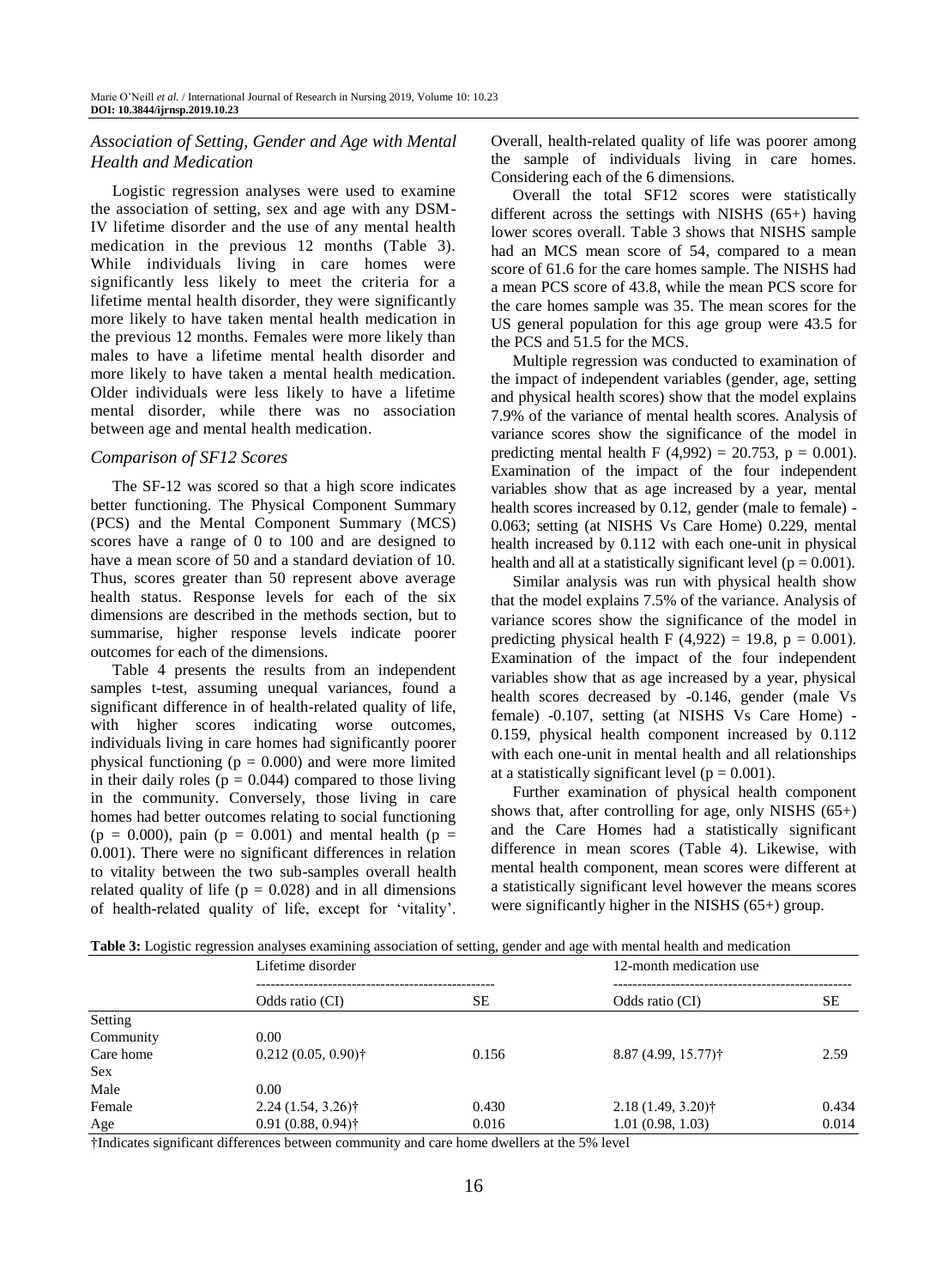### *Association of Setting, Gender and Age with Mental Health and Medication*

Logistic regression analyses were used to examine the association of setting, sex and age with any DSM-IV lifetime disorder and the use of any mental health medication in the previous 12 months (Table 3). While individuals living in care homes were significantly less likely to meet the criteria for a lifetime mental health disorder, they were significantly more likely to have taken mental health medication in the previous 12 months. Females were more likely than males to have a lifetime mental health disorder and more likely to have taken a mental health medication. Older individuals were less likely to have a lifetime mental disorder, while there was no association between age and mental health medication.

### *Comparison of SF12 Scores*

The SF-12 was scored so that a high score indicates better functioning. The Physical Component Summary (PCS) and the Mental Component Summary (MCS) scores have a range of 0 to 100 and are designed to have a mean score of 50 and a standard deviation of 10. Thus, scores greater than 50 represent above average health status. Response levels for each of the six dimensions are described in the methods section, but to summarise, higher response levels indicate poorer outcomes for each of the dimensions.

Table 4 presents the results from an independent samples t-test, assuming unequal variances, found a significant difference in of health-related quality of life, with higher scores indicating worse outcomes, individuals living in care homes had significantly poorer physical functioning ($p = 0.000$) and were more limited in their daily roles ($p = 0.044$) compared to those living in the community. Conversely, those living in care homes had better outcomes relating to social functioning ($p = 0.000$), pain ($p = 0.001$) and mental health ($p = 0.001$). There were no significant differences in relation to vitality between the two sub-samples overall health related quality of life ($p = 0.028$) and in all dimensions of health-related quality of life, except for 'vitality'. Overall, health-related quality of life was poorer among the sample of individuals living in care homes. Considering each of the 6 dimensions.

Overall the total SF12 scores were statistically different across the settings with NISHS (65+) having lower scores overall. Table 3 shows that NISHS sample had an MCS mean score of 54, compared to a mean score of 61.6 for the care homes sample. The NISHS had a mean PCS score of 43.8, while the mean PCS score for the care homes sample was 35. The mean scores for the US general population for this age group were 43.5 for the PCS and 51.5 for the MCS.

Multiple regression was conducted to examination of the impact of independent variables (gender, age, setting and physical health scores) show that the model explains 7.9% of the variance of mental health scores. Analysis of variance scores show the significance of the model in predicting mental health $F(4,992) = 20.753$, $p = 0.001$). Examination of the impact of the four independent variables show that as age increased by a year, mental health scores increased by 0.12, gender (male to female) -0.063; setting (at NISHS Vs Care Home) 0.229, mental health increased by 0.112 with each one-unit in physical health and all at a statistically significant level ($p = 0.001$).

Similar analysis was run with physical health show that the model explains 7.5% of the variance. Analysis of variance scores show the significance of the model in predicting physical health $F(4,922) = 19.8$, $p = 0.001$). Examination of the impact of the four independent variables show that as age increased by a year, physical health scores decreased by -0.146, gender (male Vs female) -0.107, setting (at NISHS Vs Care Home) -0.159, physical health component increased by 0.112 with each one-unit in mental health and all relationships at a statistically significant level ($p = 0.001$).

Further examination of physical health component shows that, after controlling for age, only NISHS (65+) and the Care Homes had a statistically significant difference in mean scores (Table 4). Likewise, with mental health component, mean scores were different at a statistically significant level however the means scores were significantly higher in the NISHS (65+) group.

**Table 3:** Logistic regression analyses examining association of setting, gender and age with mental health and medication

| | Lifetime disorder | | 12-month medication use | |
|---|---|---|---|---|
| | Odds ratio (CI) | SE | Odds ratio (CI) | SE |
| Setting | | | | |
| Community | 0.00 | | | |
| Care home | 0.212 (0.05, 0.90)† | 0.156 | 8.87 (4.99, 15.77)† | 2.59 |
| Sex | | | | |
| Male | 0.00 | | | |
| Female | 2.24 (1.54, 3.26)† | 0.430 | 2.18 (1.49, 3.20)† | 0.434 |
| Age | 0.91 (0.88, 0.94)† | 0.016 | 1.01 (0.98, 1.03) | 0.014 |

†Indicates significant differences between community and care home dwellers at the 5% level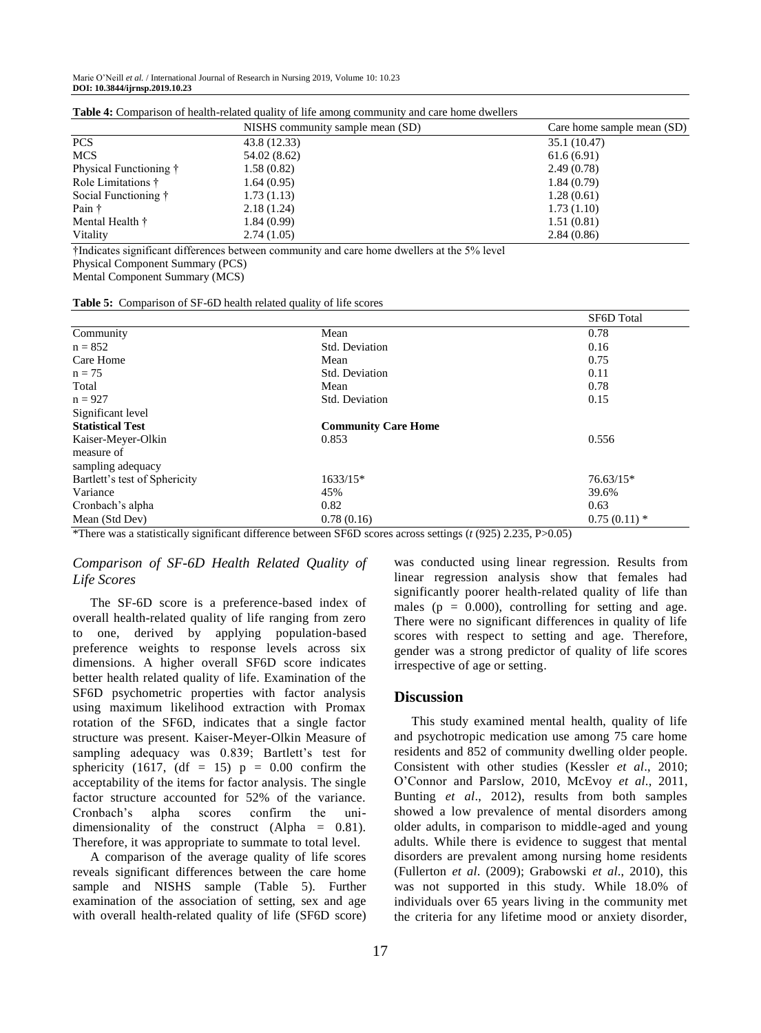**Table 4:** Comparison of health-related quality of life among community and care home dwellers

| | NISHS community sample mean (SD) | Care home sample mean (SD) |
|---|---|---|
| PCS | 43.8 (12.33) | 35.1 (10.47) |
| MCS | 54.02 (8.62) | 61.6 (6.91) |
| Physical Functioning † | 1.58 (0.82) | 2.49 (0.78) |
| Role Limitations † | 1.64 (0.95) | 1.84 (0.79) |
| Social Functioning † | 1.73 (1.13) | 1.28 (0.61) |
| Pain † | 2.18 (1.24) | 1.73 (1.10) |
| Mental Health † | 1.84 (0.99) | 1.51 (0.81) |
| Vitality | 2.74 (1.05) | 2.84 (0.86) |

†Indicates significant differences between community and care home dwellers at the 5% level
Physical Component Summary (PCS)
Mental Component Summary (MCS)

**Table 5:** Comparison of SF-6D health related quality of life scores

| | | SF6D Total |
|---|---|---|
| Community | Mean | 0.78 |
| n = 852 | Std. Deviation | 0.16 |
| Care Home | Mean | 0.75 |
| n = 75 | Std. Deviation | 0.11 |
| Total | Mean | 0.78 |
| n = 927 | Std. Deviation | 0.15 |
| Significant level | | |
| **Statistical Test** | **Community Care Home** | |
| Kaiser-Meyer-Olkin measure of sampling adequacy | 0.853 | 0.556 |
| Bartlett's test of Sphericity | 1633/15* | 76.63/15* |
| Variance | 45% | 39.6% |
| Cronbach's alpha | 0.82 | 0.63 |
| Mean (Std Dev) | 0.78 (0.16) | 0.75 (0.11) * |

*There was a statistically significant difference between SF6D scores across settings (*t* (925) 2.235, P>0.05)

### *Comparison of SF-6D Health Related Quality of Life Scores*

The SF-6D score is a preference-based index of overall health-related quality of life ranging from zero to one, derived by applying population-based preference weights to response levels across six dimensions. A higher overall SF6D score indicates better health related quality of life. Examination of the SF6D psychometric properties with factor analysis using maximum likelihood extraction with Promax rotation of the SF6D, indicates that a single factor structure was present. Kaiser-Meyer-Olkin Measure of sampling adequacy was 0.839; Bartlett's test for sphericity (1617, (df = 15) p = 0.00 confirm the acceptability of the items for factor analysis. The single factor structure accounted for 52% of the variance. Cronbach's alpha scores confirm the uni-dimensionality of the construct (Alpha = 0.81). Therefore, it was appropriate to summate to total level.

A comparison of the average quality of life scores reveals significant differences between the care home sample and NISHS sample (Table 5). Further examination of the association of setting, sex and age with overall health-related quality of life (SF6D score) was conducted using linear regression. Results from linear regression analysis show that females had significantly poorer health-related quality of life than males (p = 0.000), controlling for setting and age. There were no significant differences in quality of life scores with respect to setting and age. Therefore, gender was a strong predictor of quality of life scores irrespective of age or setting.

## Discussion

This study examined mental health, quality of life and psychotropic medication use among 75 care home residents and 852 of community dwelling older people. Consistent with other studies (Kessler *et al*., 2010; O'Connor and Parslow, 2010, McEvoy *et al*., 2011, Bunting *et al*., 2012), results from both samples showed a low prevalence of mental disorders among older adults, in comparison to middle-aged and young adults. While there is evidence to suggest that mental disorders are prevalent among nursing home residents (Fullerton *et al*. (2009); Grabowski *et al*., 2010), this was not supported in this study. While 18.0% of individuals over 65 years living in the community met the criteria for any lifetime mood or anxiety disorder,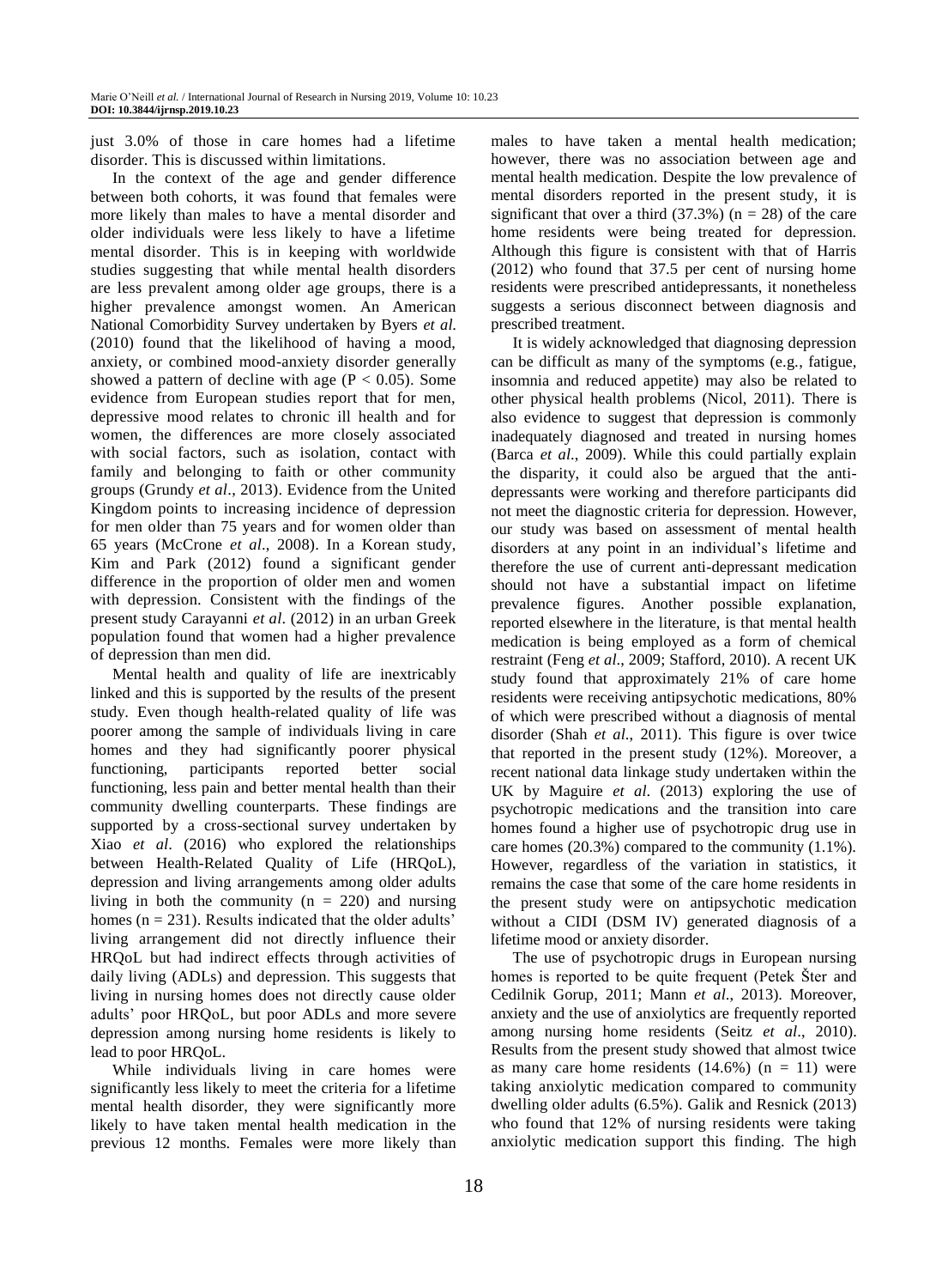just 3.0% of those in care homes had a lifetime disorder. This is discussed within limitations.

In the context of the age and gender difference between both cohorts, it was found that females were more likely than males to have a mental disorder and older individuals were less likely to have a lifetime mental disorder. This is in keeping with worldwide studies suggesting that while mental health disorders are less prevalent among older age groups, there is a higher prevalence amongst women. An American National Comorbidity Survey undertaken by Byers *et al.* (2010) found that the likelihood of having a mood, anxiety, or combined mood-anxiety disorder generally showed a pattern of decline with age ($P < 0.05$). Some evidence from European studies report that for men, depressive mood relates to chronic ill health and for women, the differences are more closely associated with social factors, such as isolation, contact with family and belonging to faith or other community groups (Grundy *et al*., 2013). Evidence from the United Kingdom points to increasing incidence of depression for men older than 75 years and for women older than 65 years (McCrone *et al*., 2008). In a Korean study, Kim and Park (2012) found a significant gender difference in the proportion of older men and women with depression. Consistent with the findings of the present study Carayanni *et al*. (2012) in an urban Greek population found that women had a higher prevalence of depression than men did.

Mental health and quality of life are inextricably linked and this is supported by the results of the present study. Even though health-related quality of life was poorer among the sample of individuals living in care homes and they had significantly poorer physical functioning, participants reported better social functioning, less pain and better mental health than their community dwelling counterparts. These findings are supported by a cross-sectional survey undertaken by Xiao *et al*. (2016) who explored the relationships between Health-Related Quality of Life (HRQoL), depression and living arrangements among older adults living in both the community ($n = 220$) and nursing homes ($n = 231$). Results indicated that the older adults' living arrangement did not directly influence their HRQoL but had indirect effects through activities of daily living (ADLs) and depression. This suggests that living in nursing homes does not directly cause older adults' poor HRQoL, but poor ADLs and more severe depression among nursing home residents is likely to lead to poor HRQoL.

While individuals living in care homes were significantly less likely to meet the criteria for a lifetime mental health disorder, they were significantly more likely to have taken mental health medication in the previous 12 months. Females were more likely than males to have taken a mental health medication; however, there was no association between age and mental health medication. Despite the low prevalence of mental disorders reported in the present study, it is significant that over a third (37.3%) ($n = 28$) of the care home residents were being treated for depression. Although this figure is consistent with that of Harris (2012) who found that 37.5 per cent of nursing home residents were prescribed antidepressants, it nonetheless suggests a serious disconnect between diagnosis and prescribed treatment.

It is widely acknowledged that diagnosing depression can be difficult as many of the symptoms (e.g., fatigue, insomnia and reduced appetite) may also be related to other physical health problems (Nicol, 2011). There is also evidence to suggest that depression is commonly inadequately diagnosed and treated in nursing homes (Barca *et al*., 2009). While this could partially explain the disparity, it could also be argued that the anti-depressants were working and therefore participants did not meet the diagnostic criteria for depression. However, our study was based on assessment of mental health disorders at any point in an individual's lifetime and therefore the use of current anti-depressant medication should not have a substantial impact on lifetime prevalence figures. Another possible explanation, reported elsewhere in the literature, is that mental health medication is being employed as a form of chemical restraint (Feng *et al*., 2009; Stafford, 2010). A recent UK study found that approximately 21% of care home residents were receiving antipsychotic medications, 80% of which were prescribed without a diagnosis of mental disorder (Shah *et al*., 2011). This figure is over twice that reported in the present study (12%). Moreover, a recent national data linkage study undertaken within the UK by Maguire *et al*. (2013) exploring the use of psychotropic medications and the transition into care homes found a higher use of psychotropic drug use in care homes (20.3%) compared to the community (1.1%). However, regardless of the variation in statistics, it remains the case that some of the care home residents in the present study were on antipsychotic medication without a CIDI (DSM IV) generated diagnosis of a lifetime mood or anxiety disorder.

The use of psychotropic drugs in European nursing homes is reported to be quite frequent (Petek Šter and Cedilnik Gorup, 2011; Mann *et al*., 2013). Moreover, anxiety and the use of anxiolytics are frequently reported among nursing home residents (Seitz *et al*., 2010). Results from the present study showed that almost twice as many care home residents (14.6%) ($n = 11$) were taking anxiolytic medication compared to community dwelling older adults (6.5%). Galik and Resnick (2013) who found that 12% of nursing residents were taking anxiolytic medication support this finding. The high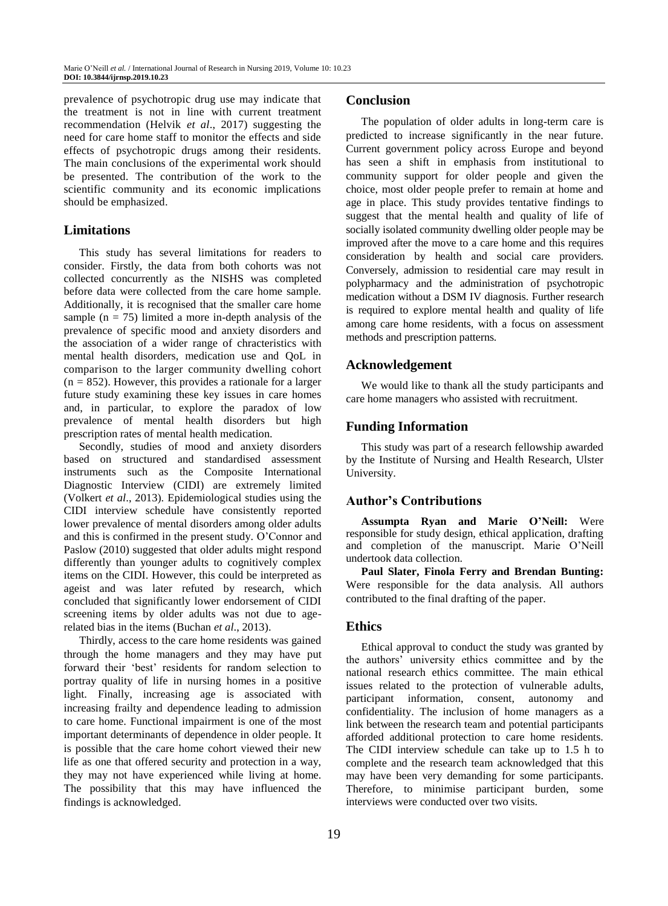prevalence of psychotropic drug use may indicate that the treatment is not in line with current treatment recommendation (Helvik *et al*., 2017) suggesting the need for care home staff to monitor the effects and side effects of psychotropic drugs among their residents. The main conclusions of the experimental work should be presented. The contribution of the work to the scientific community and its economic implications should be emphasized.

## Limitations

This study has several limitations for readers to consider. Firstly, the data from both cohorts was not collected concurrently as the NISHS was completed before data were collected from the care home sample. Additionally, it is recognised that the smaller care home sample (n = 75) limited a more in-depth analysis of the prevalence of specific mood and anxiety disorders and the association of a wider range of chracteristics with mental health disorders, medication use and QoL in comparison to the larger community dwelling cohort (n = 852). However, this provides a rationale for a larger future study examining these key issues in care homes and, in particular, to explore the paradox of low prevalence of mental health disorders but high prescription rates of mental health medication.

Secondly, studies of mood and anxiety disorders based on structured and standardised assessment instruments such as the Composite International Diagnostic Interview (CIDI) are extremely limited (Volkert *et al*., 2013). Epidemiological studies using the CIDI interview schedule have consistently reported lower prevalence of mental disorders among older adults and this is confirmed in the present study. O'Connor and Paslow (2010) suggested that older adults might respond differently than younger adults to cognitively complex items on the CIDI. However, this could be interpreted as ageist and was later refuted by research, which concluded that significantly lower endorsement of CIDI screening items by older adults was not due to age-related bias in the items (Buchan *et al*., 2013).

Thirdly, access to the care home residents was gained through the home managers and they may have put forward their 'best' residents for random selection to portray quality of life in nursing homes in a positive light. Finally, increasing age is associated with increasing frailty and dependence leading to admission to care home. Functional impairment is one of the most important determinants of dependence in older people. It is possible that the care home cohort viewed their new life as one that offered security and protection in a way, they may not have experienced while living at home. The possibility that this may have influenced the findings is acknowledged.

## Conclusion

The population of older adults in long-term care is predicted to increase significantly in the near future. Current government policy across Europe and beyond has seen a shift in emphasis from institutional to community support for older people and given the choice, most older people prefer to remain at home and age in place. This study provides tentative findings to suggest that the mental health and quality of life of socially isolated community dwelling older people may be improved after the move to a care home and this requires consideration by health and social care providers. Conversely, admission to residential care may result in polypharmacy and the administration of psychotropic medication without a DSM IV diagnosis. Further research is required to explore mental health and quality of life among care home residents, with a focus on assessment methods and prescription patterns.

## Acknowledgement

We would like to thank all the study participants and care home managers who assisted with recruitment.

## Funding Information

This study was part of a research fellowship awarded by the Institute of Nursing and Health Research, Ulster University.

## Author's Contributions

**Assumpta Ryan and Marie O'Neill:** Were responsible for study design, ethical application, drafting and completion of the manuscript. Marie O'Neill undertook data collection.

**Paul Slater, Finola Ferry and Brendan Bunting:** Were responsible for the data analysis. All authors contributed to the final drafting of the paper.

## Ethics

Ethical approval to conduct the study was granted by the authors' university ethics committee and by the national research ethics committee. The main ethical issues related to the protection of vulnerable adults, participant information, consent, autonomy and confidentiality. The inclusion of home managers as a link between the research team and potential participants afforded additional protection to care home residents. The CIDI interview schedule can take up to 1.5 h to complete and the research team acknowledged that this may have been very demanding for some participants. Therefore, to minimise participant burden, some interviews were conducted over two visits.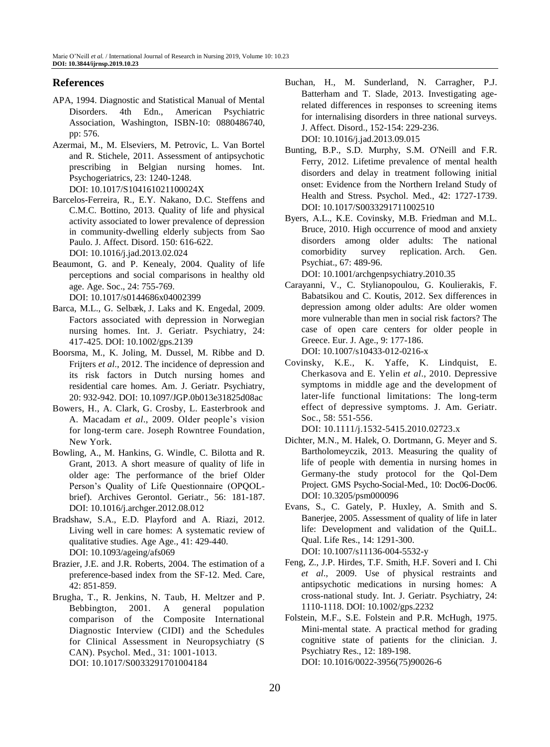## References

APA, 1994. Diagnostic and Statistical Manual of Mental Disorders. 4th Edn., American Psychiatric Association, Washington, ISBN-10: 0880486740, pp: 576.

Azermai, M., M. Elseviers, M. Petrovic, L. Van Bortel and R. Stichele, 2011. Assessment of antipsychotic prescribing in Belgian nursing homes. Int. Psychogeriatrics, 23: 1240-1248. DOI: 10.1017/S104161021100024X

Barcelos-Ferreira, R., E.Y. Nakano, D.C. Steffens and C.M.C. Bottino, 2013. Quality of life and physical activity associated to lower prevalence of depression in community-dwelling elderly subjects from Sao Paulo. J. Affect. Disord. 150: 616-622. DOI: 10.1016/j.jad.2013.02.024

Beaumont, G. and P. Kenealy, 2004. Quality of life perceptions and social comparisons in healthy old age. Age. Soc., 24: 755-769. DOI: 10.1017/s0144686x04002399

Barca, M.L., G. Selbæk, J. Laks and K. Engedal, 2009. Factors associated with depression in Norwegian nursing homes. Int. J. Geriatr. Psychiatry, 24: 417-425. DOI: 10.1002/gps.2139

Boorsma, M., K. Joling, M. Dussel, M. Ribbe and D. Frijters *et al*., 2012. The incidence of depression and its risk factors in Dutch nursing homes and residential care homes. Am. J. Geriatr. Psychiatry, 20: 932-942. DOI: 10.1097/JGP.0b013e31825d08ac

Bowers, H., A. Clark, G. Crosby, L. Easterbrook and A. Macadam *et al*., 2009. Older people's vision for long-term care. Joseph Rowntree Foundation, New York.

Bowling, A., M. Hankins, G. Windle, C. Bilotta and R. Grant, 2013. A short measure of quality of life in older age: The performance of the brief Older Person's Quality of Life Questionnaire (OPQOL-brief). Archives Gerontol. Geriatr., 56: 181-187. DOI: 10.1016/j.archger.2012.08.012

Bradshaw, S.A., E.D. Playford and A. Riazi, 2012. Living well in care homes: A systematic review of qualitative studies. Age Age., 41: 429-440. DOI: 10.1093/ageing/afs069

Brazier, J.E. and J.R. Roberts, 2004. The estimation of a preference-based index from the SF-12. Med. Care, 42: 851-859.

Brugha, T., R. Jenkins, N. Taub, H. Meltzer and P. Bebbington, 2001. A general population comparison of the Composite International Diagnostic Interview (CIDI) and the Schedules for Clinical Assessment in Neuropsychiatry (S CAN). Psychol. Med., 31: 1001-1013. DOI: 10.1017/S0033291701004184

Buchan, H., M. Sunderland, N. Carragher, P.J. Batterham and T. Slade, 2013. Investigating age-related differences in responses to screening items for internalising disorders in three national surveys. J. Affect. Disord., 152-154: 229-236. DOI: 10.1016/j.jad.2013.09.015

Bunting, B.P., S.D. Murphy, S.M. O'Neill and F.R. Ferry, 2012. Lifetime prevalence of mental health disorders and delay in treatment following initial onset: Evidence from the Northern Ireland Study of Health and Stress. Psychol. Med., 42: 1727-1739. DOI: 10.1017/S0033291711002510

Byers, A.L., K.E. Covinsky, M.B. Friedman and M.L. Bruce, 2010. High occurrence of mood and anxiety disorders among older adults: The national comorbidity survey replication. Arch. Gen. Psychiat., 67: 489-96. DOI: 10.1001/archgenpsychiatry.2010.35

Carayanni, V., C. Stylianopoulou, G. Koulierakis, F. Babatsikou and C. Koutis, 2012. Sex differences in depression among older adults: Are older women more vulnerable than men in social risk factors? The case of open care centers for older people in Greece. Eur. J. Age., 9: 177-186. DOI: 10.1007/s10433-012-0216-x

Covinsky, K.E., K. Yaffe, K. Lindquist, E. Cherkasova and E. Yelin *et al*., 2010. Depressive symptoms in middle age and the development of later-life functional limitations: The long-term effect of depressive symptoms. J. Am. Geriatr. Soc., 58: 551-556. DOI: 10.1111/j.1532-5415.2010.02723.x

Dichter, M.N., M. Halek, O. Dortmann, G. Meyer and S. Bartholomeyczik, 2013. Measuring the quality of life of people with dementia in nursing homes in Germany-the study protocol for the Qol-Dem Project. GMS Psycho-Social-Med., 10: Doc06-Doc06. DOI: 10.3205/psm000096

Evans, S., C. Gately, P. Huxley, A. Smith and S. Banerjee, 2005. Assessment of quality of life in later life: Development and validation of the QuiLL. Qual. Life Res., 14: 1291-300. DOI: 10.1007/s11136-004-5532-y

Feng, Z., J.P. Hirdes, T.F. Smith, H.F. Soveri and I. Chi *et al*., 2009. Use of physical restraints and antipsychotic medications in nursing homes: A cross-national study. Int. J. Geriatr. Psychiatry, 24: 1110-1118. DOI: 10.1002/gps.2232

Folstein, M.F., S.E. Folstein and P.R. McHugh, 1975. Mini-mental state. A practical method for grading cognitive state of patients for the clinician. J. Psychiatry Res., 12: 189-198. DOI: 10.1016/0022-3956(75)90026-6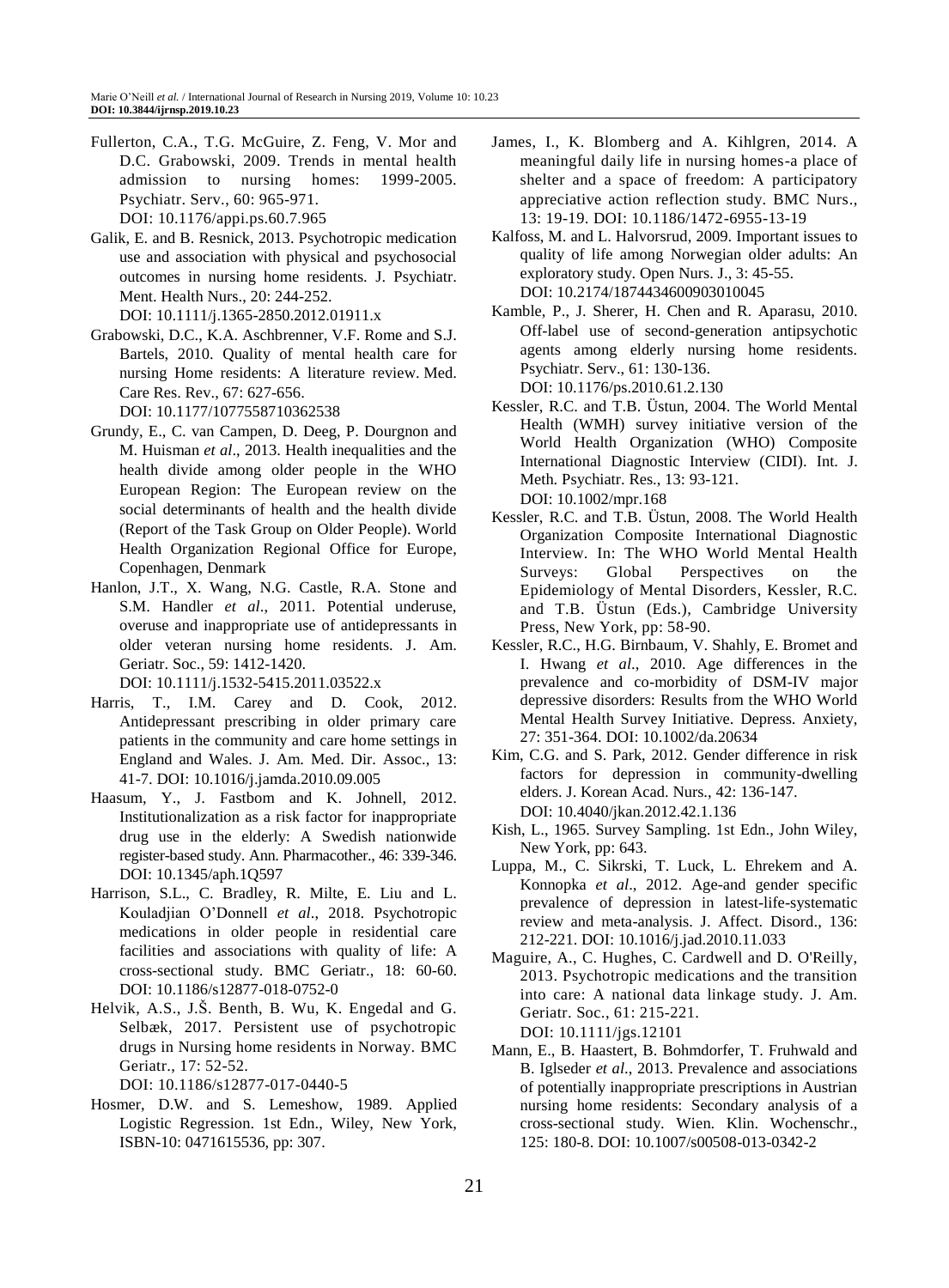Fullerton, C.A., T.G. McGuire, Z. Feng, V. Mor and D.C. Grabowski, 2009. Trends in mental health admission to nursing homes: 1999-2005. Psychiatr. Serv., 60: 965-971. DOI: 10.1176/appi.ps.60.7.965

Galik, E. and B. Resnick, 2013. Psychotropic medication use and association with physical and psychosocial outcomes in nursing home residents. J. Psychiatr. Ment. Health Nurs., 20: 244-252. DOI: 10.1111/j.1365-2850.2012.01911.x

Grabowski, D.C., K.A. Aschbrenner, V.F. Rome and S.J. Bartels, 2010. Quality of mental health care for nursing Home residents: A literature review. Med. Care Res. Rev., 67: 627-656. DOI: 10.1177/1077558710362538

Grundy, E., C. van Campen, D. Deeg, P. Dourgnon and M. Huisman *et al*., 2013. Health inequalities and the health divide among older people in the WHO European Region: The European review on the social determinants of health and the health divide (Report of the Task Group on Older People). World Health Organization Regional Office for Europe, Copenhagen, Denmark

Hanlon, J.T., X. Wang, N.G. Castle, R.A. Stone and S.M. Handler *et al*., 2011. Potential underuse, overuse and inappropriate use of antidepressants in older veteran nursing home residents. J. Am. Geriatr. Soc., 59: 1412-1420. DOI: 10.1111/j.1532-5415.2011.03522.x

Harris, T., I.M. Carey and D. Cook, 2012. Antidepressant prescribing in older primary care patients in the community and care home settings in England and Wales. J. Am. Med. Dir. Assoc., 13: 41-7. DOI: 10.1016/j.jamda.2010.09.005

Haasum, Y., J. Fastbom and K. Johnell, 2012. Institutionalization as a risk factor for inappropriate drug use in the elderly: A Swedish nationwide register-based study. Ann. Pharmacother., 46: 339-346. DOI: 10.1345/aph.1Q597

Harrison, S.L., C. Bradley, R. Milte, E. Liu and L. Kouladjian O'Donnell *et al*., 2018. Psychotropic medications in older people in residential care facilities and associations with quality of life: A cross-sectional study. BMC Geriatr., 18: 60-60. DOI: 10.1186/s12877-018-0752-0

Helvik, A.S., J.Š. Benth, B. Wu, K. Engedal and G. Selbæk, 2017. Persistent use of psychotropic drugs in Nursing home residents in Norway. BMC Geriatr., 17: 52-52. DOI: 10.1186/s12877-017-0440-5

Hosmer, D.W. and S. Lemeshow, 1989. Applied Logistic Regression. 1st Edn., Wiley, New York, ISBN-10: 0471615536, pp: 307.

James, I., K. Blomberg and A. Kihlgren, 2014. A meaningful daily life in nursing homes-a place of shelter and a space of freedom: A participatory appreciative action reflection study. BMC Nurs., 13: 19-19. DOI: 10.1186/1472-6955-13-19

Kalfoss, M. and L. Halvorsrud, 2009. Important issues to quality of life among Norwegian older adults: An exploratory study. Open Nurs. J., 3: 45-55. DOI: 10.2174/1874434600903010045

Kamble, P., J. Sherer, H. Chen and R. Aparasu, 2010. Off-label use of second-generation antipsychotic agents among elderly nursing home residents. Psychiatr. Serv., 61: 130-136. DOI: 10.1176/ps.2010.61.2.130

Kessler, R.C. and T.B. Üstun, 2004. The World Mental Health (WMH) survey initiative version of the World Health Organization (WHO) Composite International Diagnostic Interview (CIDI). Int. J. Meth. Psychiatr. Res., 13: 93-121. DOI: 10.1002/mpr.168

Kessler, R.C. and T.B. Üstun, 2008. The World Health Organization Composite International Diagnostic Interview. In: The WHO World Mental Health Surveys: Global Perspectives on the Epidemiology of Mental Disorders, Kessler, R.C. and T.B. Üstun (Eds.), Cambridge University Press, New York, pp: 58-90.

Kessler, R.C., H.G. Birnbaum, V. Shahly, E. Bromet and I. Hwang *et al*., 2010. Age differences in the prevalence and co-morbidity of DSM-IV major depressive disorders: Results from the WHO World Mental Health Survey Initiative. Depress. Anxiety, 27: 351-364. DOI: 10.1002/da.20634

Kim, C.G. and S. Park, 2012. Gender difference in risk factors for depression in community-dwelling elders. J. Korean Acad. Nurs., 42: 136-147. DOI: 10.4040/jkan.2012.42.1.136

Kish, L., 1965. Survey Sampling. 1st Edn., John Wiley, New York, pp: 643.

Luppa, M., C. Sikrski, T. Luck, L. Ehrekem and A. Konnopka *et al*., 2012. Age-and gender specific prevalence of depression in latest-life-systematic review and meta-analysis. J. Affect. Disord., 136: 212-221. DOI: 10.1016/j.jad.2010.11.033

Maguire, A., C. Hughes, C. Cardwell and D. O'Reilly, 2013. Psychotropic medications and the transition into care: A national data linkage study. J. Am. Geriatr. Soc., 61: 215-221. DOI: 10.1111/jgs.12101

Mann, E., B. Haastert, B. Bohmdorfer, T. Fruhwald and B. Iglseder *et al*., 2013. Prevalence and associations of potentially inappropriate prescriptions in Austrian nursing home residents: Secondary analysis of a cross-sectional study. Wien. Klin. Wochenschr., 125: 180-8. DOI: 10.1007/s00508-013-0342-2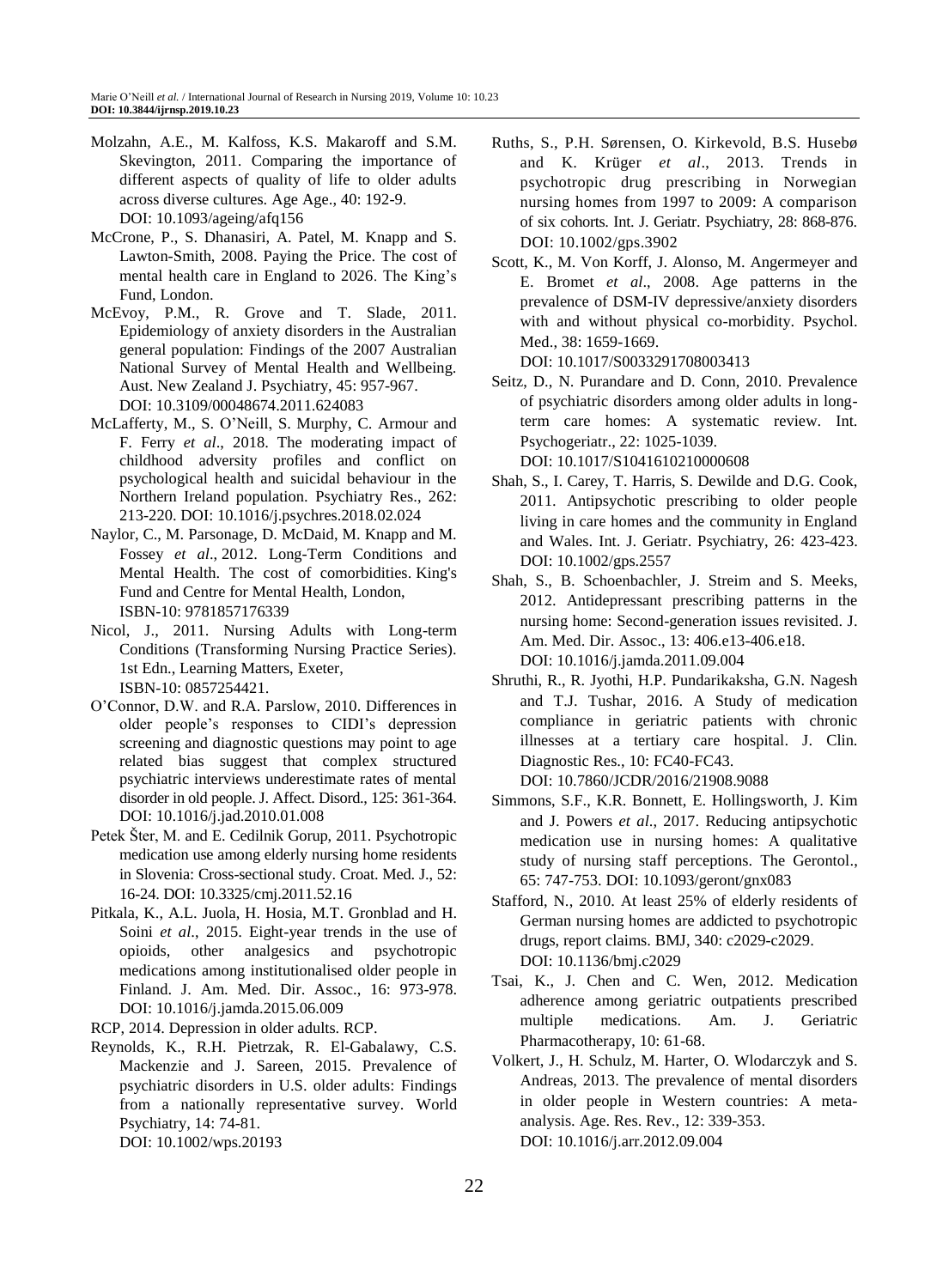Molzahn, A.E., M. Kalfoss, K.S. Makaroff and S.M. Skevington, 2011. Comparing the importance of different aspects of quality of life to older adults across diverse cultures. Age Age., 40: 192-9. DOI: 10.1093/ageing/afq156

McCrone, P., S. Dhanasiri, A. Patel, M. Knapp and S. Lawton-Smith, 2008. Paying the Price. The cost of mental health care in England to 2026. The King's Fund, London.

McEvoy, P.M., R. Grove and T. Slade, 2011. Epidemiology of anxiety disorders in the Australian general population: Findings of the 2007 Australian National Survey of Mental Health and Wellbeing. Aust. New Zealand J. Psychiatry, 45: 957-967. DOI: 10.3109/00048674.2011.624083

McLafferty, M., S. O'Neill, S. Murphy, C. Armour and F. Ferry *et al*., 2018. The moderating impact of childhood adversity profiles and conflict on psychological health and suicidal behaviour in the Northern Ireland population. Psychiatry Res., 262: 213-220. DOI: 10.1016/j.psychres.2018.02.024

Naylor, C., M. Parsonage, D. McDaid, M. Knapp and M. Fossey *et al*., 2012. Long-Term Conditions and Mental Health. The cost of comorbidities. King's Fund and Centre for Mental Health, London, ISBN-10: 9781857176339

Nicol, J., 2011. Nursing Adults with Long-term Conditions (Transforming Nursing Practice Series). 1st Edn., Learning Matters, Exeter, ISBN-10: 0857254421.

O'Connor, D.W. and R.A. Parslow, 2010. Differences in older people's responses to CIDI's depression screening and diagnostic questions may point to age related bias suggest that complex structured psychiatric interviews underestimate rates of mental disorder in old people. J. Affect. Disord., 125: 361-364. DOI: 10.1016/j.jad.2010.01.008

Petek Šter, M. and E. Cedilnik Gorup, 2011. Psychotropic medication use among elderly nursing home residents in Slovenia: Cross-sectional study. Croat. Med. J., 52: 16-24. DOI: 10.3325/cmj.2011.52.16

Pitkala, K., A.L. Juola, H. Hosia, M.T. Gronblad and H. Soini *et al*., 2015. Eight-year trends in the use of opioids, other analgesics and psychotropic medications among institutionalised older people in Finland. J. Am. Med. Dir. Assoc., 16: 973-978. DOI: 10.1016/j.jamda.2015.06.009

RCP, 2014. Depression in older adults. RCP.

Reynolds, K., R.H. Pietrzak, R. El-Gabalawy, C.S. Mackenzie and J. Sareen, 2015. Prevalence of psychiatric disorders in U.S. older adults: Findings from a nationally representative survey. World Psychiatry, 14: 74-81. DOI: 10.1002/wps.20193

Ruths, S., P.H. Sørensen, O. Kirkevold, B.S. Husebø and K. Krüger *et al*., 2013. Trends in psychotropic drug prescribing in Norwegian nursing homes from 1997 to 2009: A comparison of six cohorts. Int. J. Geriatr. Psychiatry, 28: 868-876. DOI: 10.1002/gps.3902

Scott, K., M. Von Korff, J. Alonso, M. Angermeyer and E. Bromet *et al*., 2008. Age patterns in the prevalence of DSM-IV depressive/anxiety disorders with and without physical co-morbidity. Psychol. Med., 38: 1659-1669. DOI: 10.1017/S0033291708003413

Seitz, D., N. Purandare and D. Conn, 2010. Prevalence of psychiatric disorders among older adults in long-term care homes: A systematic review. Int. Psychogeriatr., 22: 1025-1039. DOI: 10.1017/S1041610210000608

Shah, S., I. Carey, T. Harris, S. Dewilde and D.G. Cook, 2011. Antipsychotic prescribing to older people living in care homes and the community in England and Wales. Int. J. Geriatr. Psychiatry, 26: 423-423. DOI: 10.1002/gps.2557

Shah, S., B. Schoenbachler, J. Streim and S. Meeks, 2012. Antidepressant prescribing patterns in the nursing home: Second-generation issues revisited. J. Am. Med. Dir. Assoc., 13: 406.e13-406.e18. DOI: 10.1016/j.jamda.2011.09.004

Shruthi, R., R. Jyothi, H.P. Pundarikaksha, G.N. Nagesh and T.J. Tushar, 2016. A Study of medication compliance in geriatric patients with chronic illnesses at a tertiary care hospital. J. Clin. Diagnostic Res., 10: FC40-FC43. DOI: 10.7860/JCDR/2016/21908.9088

Simmons, S.F., K.R. Bonnett, E. Hollingsworth, J. Kim and J. Powers *et al*., 2017. Reducing antipsychotic medication use in nursing homes: A qualitative study of nursing staff perceptions. The Gerontol., 65: 747-753. DOI: 10.1093/geront/gnx083

Stafford, N., 2010. At least 25% of elderly residents of German nursing homes are addicted to psychotropic drugs, report claims. BMJ, 340: c2029-c2029. DOI: 10.1136/bmj.c2029

Tsai, K., J. Chen and C. Wen, 2012. Medication adherence among geriatric outpatients prescribed multiple medications. Am. J. Geriatric Pharmacotherapy, 10: 61-68.

Volkert, J., H. Schulz, M. Harter, O. Wlodarczyk and S. Andreas, 2013. The prevalence of mental disorders in older people in Western countries: A meta-analysis. Age. Res. Rev., 12: 339-353. DOI: 10.1016/j.arr.2012.09.004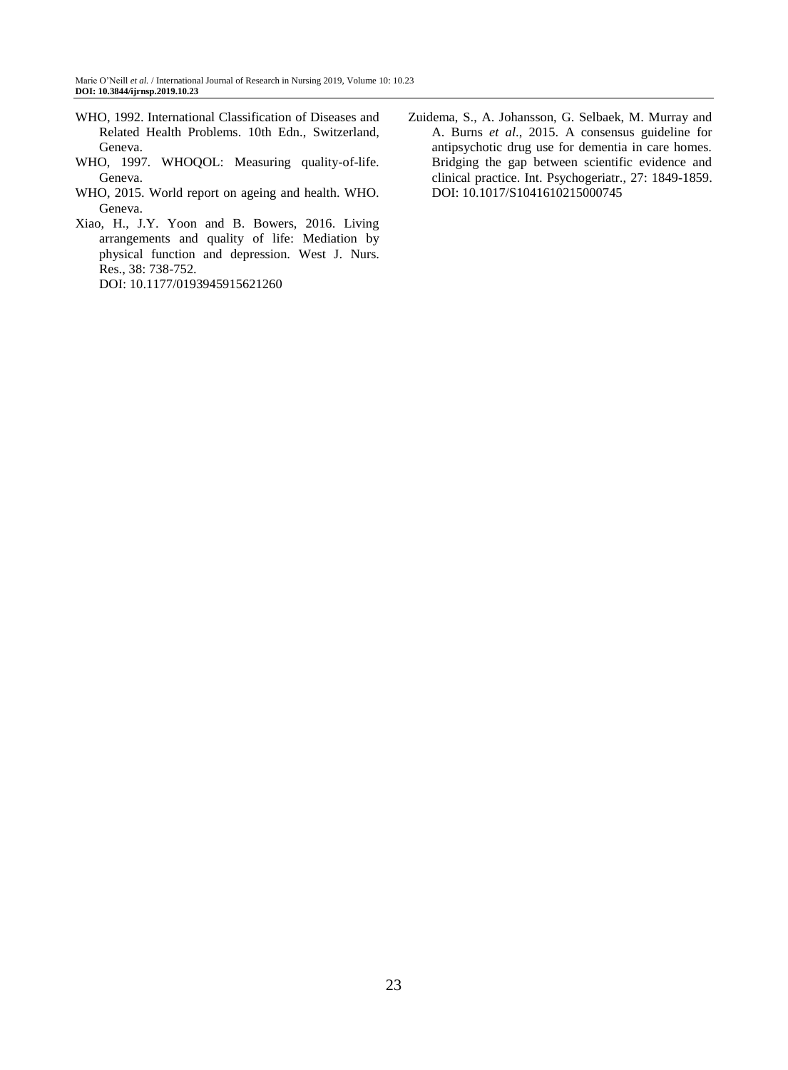WHO, 1992. International Classification of Diseases and Related Health Problems. 10th Edn., Switzerland, Geneva.

WHO, 1997. WHOQOL: Measuring quality-of-life. Geneva.

WHO, 2015. World report on ageing and health. WHO. Geneva.

Xiao, H., J.Y. Yoon and B. Bowers, 2016. Living arrangements and quality of life: Mediation by physical function and depression. West J. Nurs. Res., 38: 738-752. DOI: 10.1177/0193945915621260

Zuidema, S., A. Johansson, G. Selbaek, M. Murray and A. Burns *et al*., 2015. A consensus guideline for antipsychotic drug use for dementia in care homes. Bridging the gap between scientific evidence and clinical practice. Int. Psychogeriatr., 27: 1849-1859. DOI: 10.1017/S1041610215000745